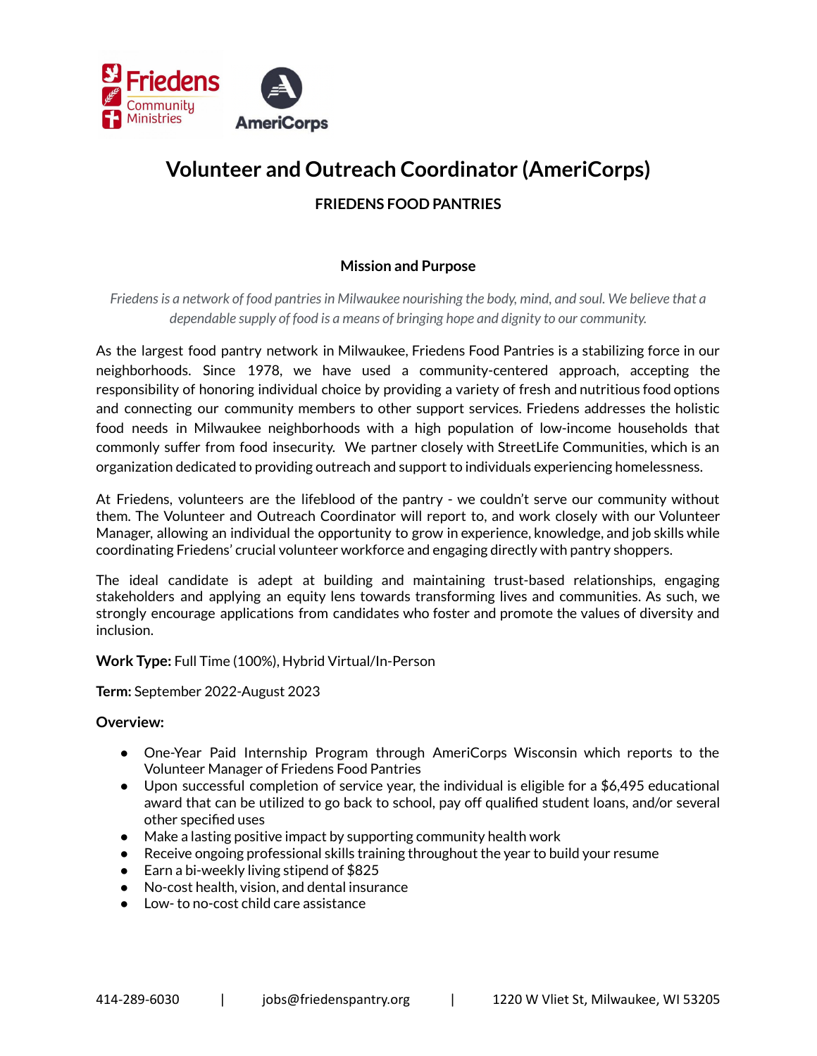# Volunteer and Outreach Coordinator (AmeriCorps)

### FRIEDENS FOOD PANTRIES

### Mission and Purpose

*Friedens is a network of food pantries in Milwaukee nourishing the body, mind, and soul. We believe that a dependable supply of food is a means of bringing hope and dignity to our community.*

As the largest food pantry network in Milwaukee, Friedens Food Pantries is a stabilizing force in our neighborhoods. Since 1978, we have used a community-centered approach, accepting the responsibility of honoring individual choice by providing a variety of fresh and nutritious food options and connecting our community members to other support services. Friedens addresses the holistic food needs in Milwaukee neighborhoods with a high population of low-income households that commonly suffer from food insecurity. We partner closely with StreetLife Communities, which is an organization dedicated to providing outreach and support to individuals experiencing homelessness.

At Friedens, volunteers are the lifeblood of the pantry - we couldn't serve our community without them. The Volunteer and Outreach Coordinator will report to, and work closely with our Volunteer Manager, allowing an individual the opportunity to grow in experience, knowledge, and job skills while coordinating Friedens' crucial volunteer workforce and engaging directly with pantry shoppers.

The ideal candidate is adept at building and maintaining trust-based relationships, engaging stakeholders and applying an equity lens towards transforming lives and communities. As such, we strongly encourage applications from candidates who foster and promote the values of diversity and inclusion.

**Work Type:** Full Time (100%), Hybrid Virtual/In-Person

**Term:** September 2022-August 2023

**Overview:**

- One-Year Paid Internship Program through AmeriCorps Wisconsin which reports to the Volunteer Manager of Friedens Food Pantries
- Upon successful completion of service year, the individual is eligible for a $6,495 educational award that can be utilized to go back to school, pay off qualified student loans, and/or several other specified uses
- Make a lasting positive impact by supporting community health work
- Receive ongoing professional skills training throughout the year to build your resume
- Earn a bi-weekly living stipend of $825
- No-cost health, vision, and dental insurance
- Low- to no-cost child care assistance

414-289-6030 | jobs@friedenspantry.org | 1220 W Vliet St, Milwaukee, WI 53205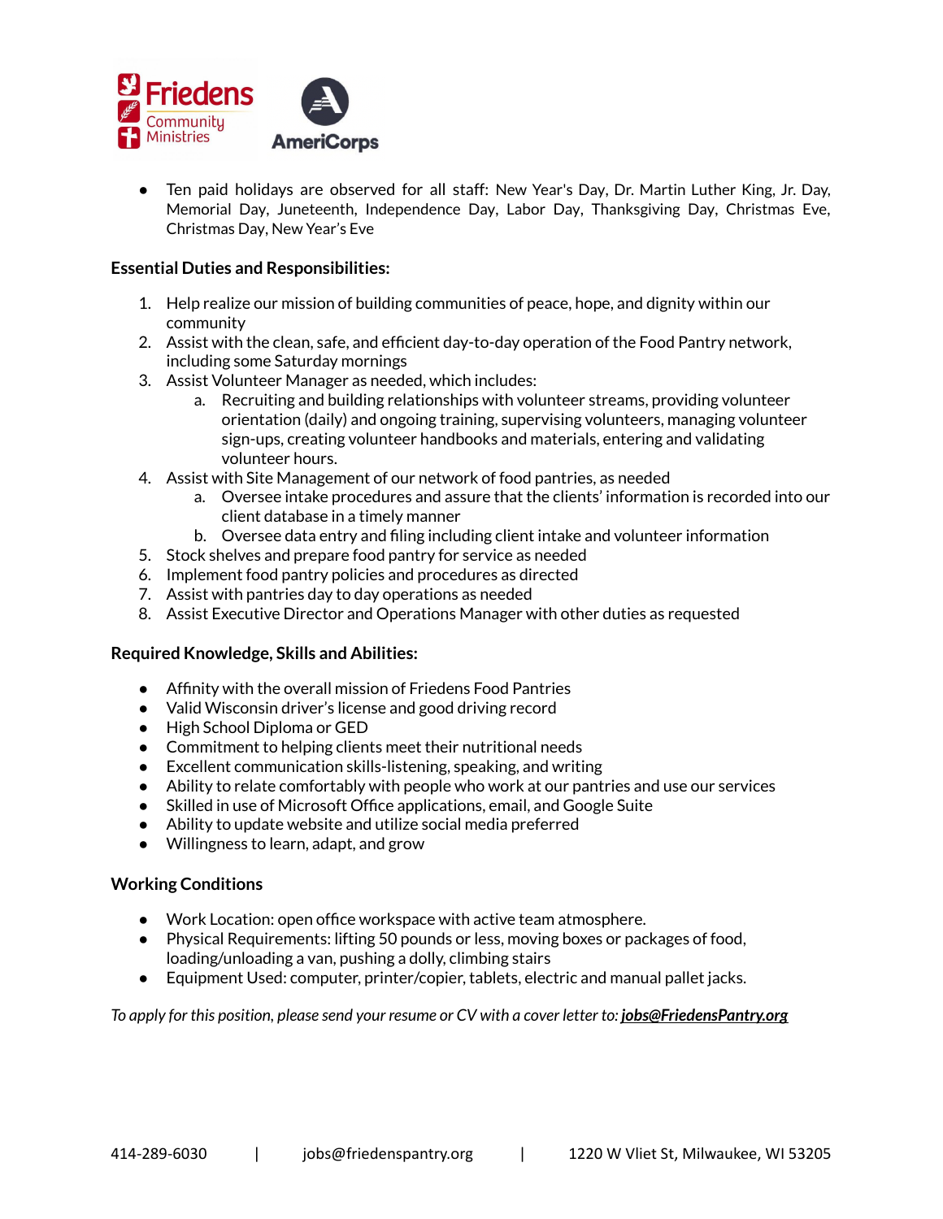- Ten paid holidays are observed for all staff: New Year's Day, Dr. Martin Luther King, Jr. Day, Memorial Day, Juneteenth, Independence Day, Labor Day, Thanksgiving Day, Christmas Eve, Christmas Day, New Year's Eve

**Essential Duties and Responsibilities:**

1. Help realize our mission of building communities of peace, hope, and dignity within our community
2. Assist with the clean, safe, and efficient day-to-day operation of the Food Pantry network, including some Saturday mornings
3. Assist Volunteer Manager as needed, which includes:
   a. Recruiting and building relationships with volunteer streams, providing volunteer orientation (daily) and ongoing training, supervising volunteers, managing volunteer sign-ups, creating volunteer handbooks and materials, entering and validating volunteer hours.
4. Assist with Site Management of our network of food pantries, as needed
   a. Oversee intake procedures and assure that the clients' information is recorded into our client database in a timely manner
   b. Oversee data entry and filing including client intake and volunteer information
5. Stock shelves and prepare food pantry for service as needed
6. Implement food pantry policies and procedures as directed
7. Assist with pantries day to day operations as needed
8. Assist Executive Director and Operations Manager with other duties as requested

**Required Knowledge, Skills and Abilities:**

- Affinity with the overall mission of Friedens Food Pantries
- Valid Wisconsin driver's license and good driving record
- High School Diploma or GED
- Commitment to helping clients meet their nutritional needs
- Excellent communication skills-listening, speaking, and writing
- Ability to relate comfortably with people who work at our pantries and use our services
- Skilled in use of Microsoft Office applications, email, and Google Suite
- Ability to update website and utilize social media preferred
- Willingness to learn, adapt, and grow

**Working Conditions**

- Work Location: open office workspace with active team atmosphere.
- Physical Requirements: lifting 50 pounds or less, moving boxes or packages of food, loading/unloading a van, pushing a dolly, climbing stairs
- Equipment Used: computer, printer/copier, tablets, electric and manual pallet jacks.

*To apply for this position, please send your resume or CV with a cover letter to:* ***jobs@FriedensPantry.org***

414-289-6030 | jobs@friedenspantry.org | 1220 W Vliet St, Milwaukee, WI 53205